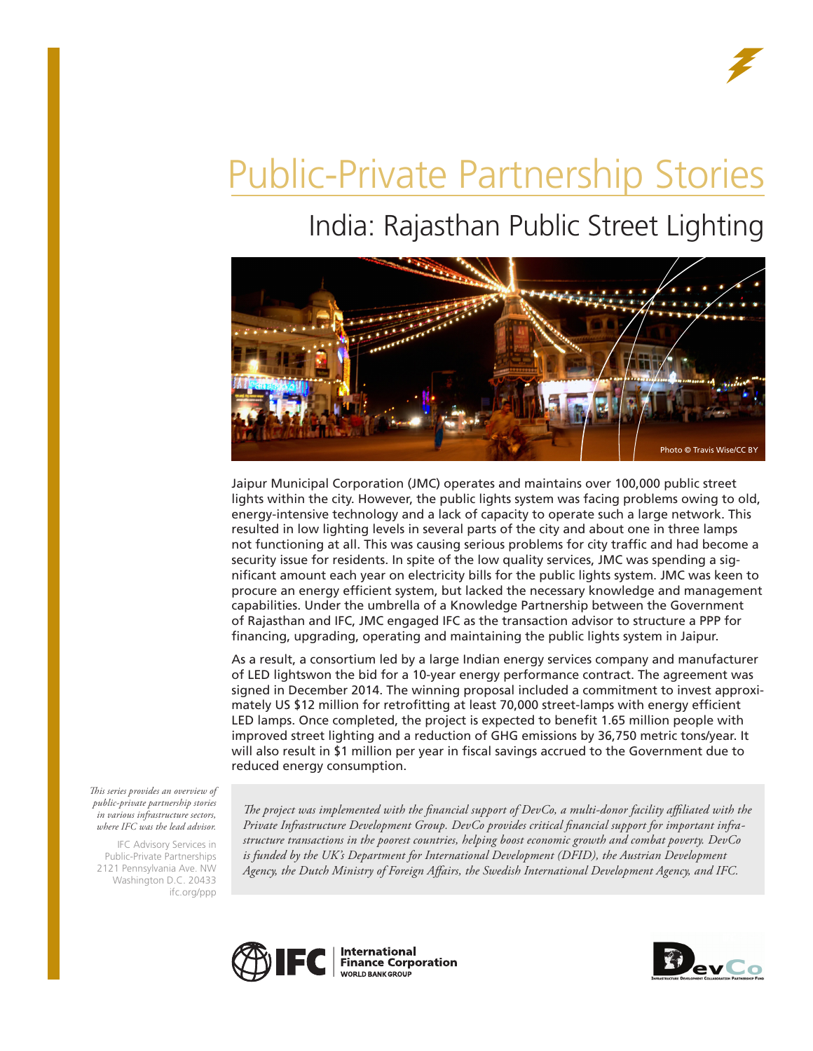# Public-Private Partnership Stories

## India: Rajasthan Public Street Lighting

Photo © Travis Wise/CC BY

Jaipur Municipal Corporation (JMC) operates and maintains over 100,000 public street lights within the city. However, the public lights system was facing problems owing to old, energy-intensive technology and a lack of capacity to operate such a large network. This resulted in low lighting levels in several parts of the city and about one in three lamps not functioning at all. This was causing serious problems for city traffic and had become a security issue for residents. In spite of the low quality services, JMC was spending a significant amount each year on electricity bills for the public lights system. JMC was keen to procure an energy efficient system, but lacked the necessary knowledge and management capabilities. Under the umbrella of a Knowledge Partnership between the Government of Rajasthan and IFC, JMC engaged IFC as the transaction advisor to structure a PPP for financing, upgrading, operating and maintaining the public lights system in Jaipur.

As a result, a consortium led by a large Indian energy services company and manufacturer of LED lightswon the bid for a 10-year energy performance contract. The agreement was signed in December 2014. The winning proposal included a commitment to invest approximately US $12 million for retrofitting at least 70,000 street-lamps with energy efficient LED lamps. Once completed, the project is expected to benefit 1.65 million people with improved street lighting and a reduction of GHG emissions by 36,750 metric tons/year. It will also result in $1 million per year in fiscal savings accrued to the Government due to reduced energy consumption.

*This series provides an overview of public-private partnership stories in various infrastructure sectors, where IFC was the lead advisor.*

IFC Advisory Services in Public-Private Partnerships
2121 Pennsylvania Ave. NW
Washington D.C. 20433
ifc.org/ppp

*The project was implemented with the financial support of DevCo, a multi-donor facility affiliated with the Private Infrastructure Development Group. DevCo provides critical financial support for important infrastructure transactions in the poorest countries, helping boost economic growth and combat poverty. DevCo is funded by the UK's Department for International Development (DFID), the Austrian Development Agency, the Dutch Ministry of Foreign Affairs, the Swedish International Development Agency, and IFC.*

IFC | International Finance Corporation WORLD BANK GROUP

DevCo Infrastructure Development Collaboration Partnership Fund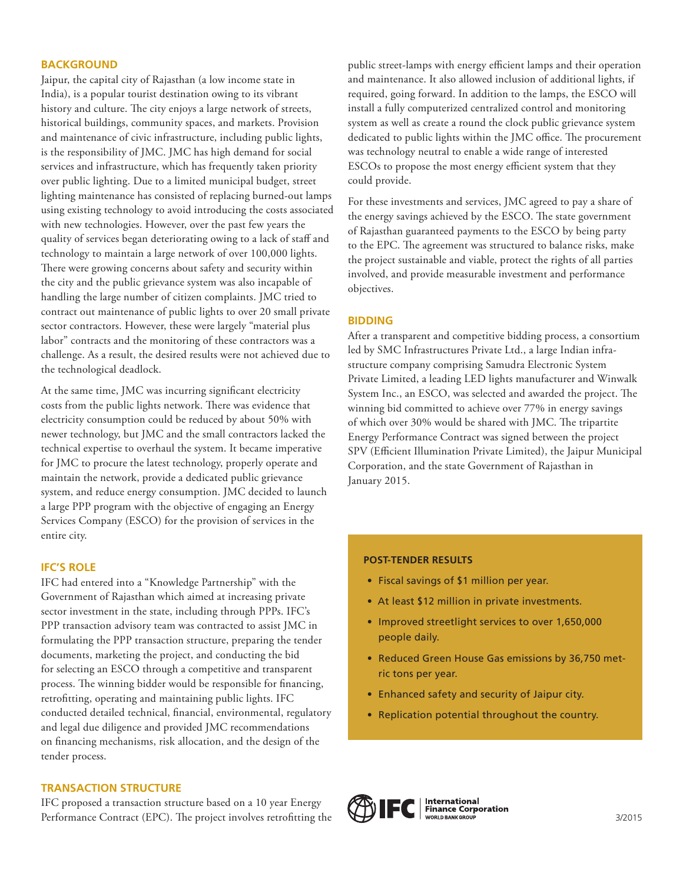## BACKGROUND

Jaipur, the capital city of Rajasthan (a low income state in India), is a popular tourist destination owing to its vibrant history and culture. The city enjoys a large network of streets, historical buildings, community spaces, and markets. Provision and maintenance of civic infrastructure, including public lights, is the responsibility of JMC. JMC has high demand for social services and infrastructure, which has frequently taken priority over public lighting. Due to a limited municipal budget, street lighting maintenance has consisted of replacing burned-out lamps using existing technology to avoid introducing the costs associated with new technologies. However, over the past few years the quality of services began deteriorating owing to a lack of staff and technology to maintain a large network of over 100,000 lights. There were growing concerns about safety and security within the city and the public grievance system was also incapable of handling the large number of citizen complaints. JMC tried to contract out maintenance of public lights to over 20 small private sector contractors. However, these were largely "material plus labor" contracts and the monitoring of these contractors was a challenge. As a result, the desired results were not achieved due to the technological deadlock.

At the same time, JMC was incurring significant electricity costs from the public lights network. There was evidence that electricity consumption could be reduced by about 50% with newer technology, but JMC and the small contractors lacked the technical expertise to overhaul the system. It became imperative for JMC to procure the latest technology, properly operate and maintain the network, provide a dedicated public grievance system, and reduce energy consumption. JMC decided to launch a large PPP program with the objective of engaging an Energy Services Company (ESCO) for the provision of services in the entire city.

## IFC'S ROLE

IFC had entered into a "Knowledge Partnership" with the Government of Rajasthan which aimed at increasing private sector investment in the state, including through PPPs. IFC's PPP transaction advisory team was contracted to assist JMC in formulating the PPP transaction structure, preparing the tender documents, marketing the project, and conducting the bid for selecting an ESCO through a competitive and transparent process. The winning bidder would be responsible for financing, retrofitting, operating and maintaining public lights. IFC conducted detailed technical, financial, environmental, regulatory and legal due diligence and provided JMC recommendations on financing mechanisms, risk allocation, and the design of the tender process.

## TRANSACTION STRUCTURE

IFC proposed a transaction structure based on a 10 year Energy Performance Contract (EPC). The project involves retrofitting the public street-lamps with energy efficient lamps and their operation and maintenance. It also allowed inclusion of additional lights, if required, going forward. In addition to the lamps, the ESCO will install a fully computerized centralized control and monitoring system as well as create a round the clock public grievance system dedicated to public lights within the JMC office. The procurement was technology neutral to enable a wide range of interested ESCOs to propose the most energy efficient system that they could provide.

For these investments and services, JMC agreed to pay a share of the energy savings achieved by the ESCO. The state government of Rajasthan guaranteed payments to the ESCO by being party to the EPC. The agreement was structured to balance risks, make the project sustainable and viable, protect the rights of all parties involved, and provide measurable investment and performance objectives.

## BIDDING

After a transparent and competitive bidding process, a consortium led by SMC Infrastructures Private Ltd., a large Indian infrastructure company comprising Samudra Electronic System Private Limited, a leading LED lights manufacturer and Winwalk System Inc., an ESCO, was selected and awarded the project. The winning bid committed to achieve over 77% in energy savings of which over 30% would be shared with JMC. The tripartite Energy Performance Contract was signed between the project SPV (Efficient Illumination Private Limited), the Jaipur Municipal Corporation, and the state Government of Rajasthan in January 2015.

### POST-TENDER RESULTS

- Fiscal savings of $1 million per year.
- At least $12 million in private investments.
- Improved streetlight services to over 1,650,000 people daily.
- Reduced Green House Gas emissions by 36,750 metric tons per year.
- Enhanced safety and security of Jaipur city.
- Replication potential throughout the country.

IFC | International Finance Corporation WORLD BANK GROUP

3/2015